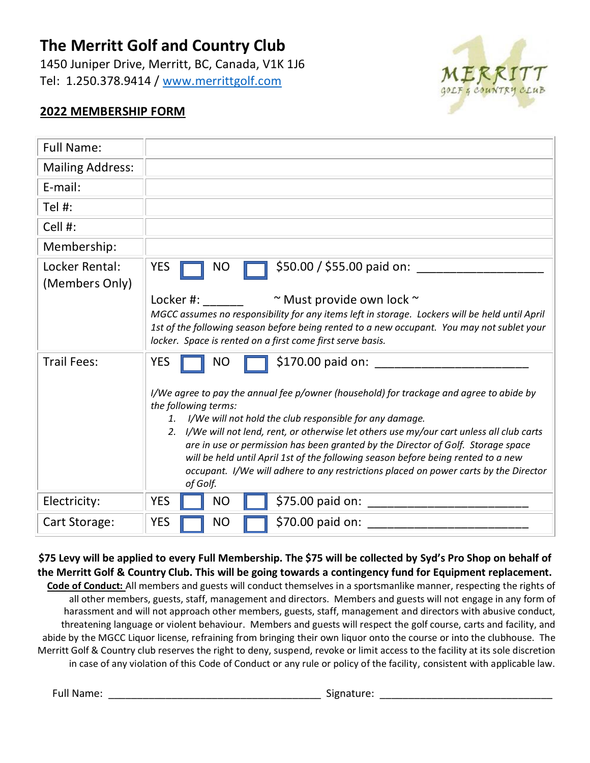# The Merritt Golf and Country Club

1450 Juniper Drive, Merritt, BC, Canada, V1K 1J6
Tel: 1.250.378.9414 / www.merrittgolf.com

## 2022 MEMBERSHIP FORM

| Field | Details |
|---|---|
| Full Name: | |
| Mailing Address: | |
| E-mail: | |
| Tel #: | |
| Cell #: | |
| Membership: | |
| Locker Rental: (Members Only) | YES ☐ NO ☐ $50.00 / $55.00 paid on: ___________________ <br><br> Locker #: ______ ~ Must provide own lock ~ <br> *MGCC assumes no responsibility for any items left in storage. Lockers will be held until April 1st of the following season before being rented to a new occupant. You may not sublet your locker. Space is rented on a first come first serve basis.* |
| Trail Fees: | YES ☐ NO ☐ $170.00 paid on: ______________________ <br><br> *I/We agree to pay the annual fee p/owner (household) for trackage and agree to abide by the following terms:* <br> *1. I/We will not hold the club responsible for any damage.* <br> *2. I/We will not lend, rent, or otherwise let others use my/our cart unless all club carts are in use or permission has been granted by the Director of Golf. Storage space will be held until April 1st of the following season before being rented to a new occupant. I/We will adhere to any restrictions placed on power carts by the Director of Golf.* |
| Electricity: | YES ☐ NO ☐ $75.00 paid on: ________________________ |
| Cart Storage: | YES ☐ NO ☐ $70.00 paid on: ________________________ |

**$75 Levy will be applied to every Full Membership. The $75 will be collected by Syd's Pro Shop on behalf of the Merritt Golf & Country Club. This will be going towards a contingency fund for Equipment replacement.**

**Code of Conduct:** All members and guests will conduct themselves in a sportsmanlike manner, respecting the rights of all other members, guests, staff, management and directors. Members and guests will not engage in any form of harassment and will not approach other members, guests, staff, management and directors with abusive conduct, threatening language or violent behaviour. Members and guests will respect the golf course, carts and facility, and abide by the MGCC Liquor license, refraining from bringing their own liquor onto the course or into the clubhouse. The Merritt Golf & Country club reserves the right to deny, suspend, revoke or limit access to the facility at its sole discretion in case of any violation of this Code of Conduct or any rule or policy of the facility, consistent with applicable law.

Full Name: ______________________________________ Signature: ______________________________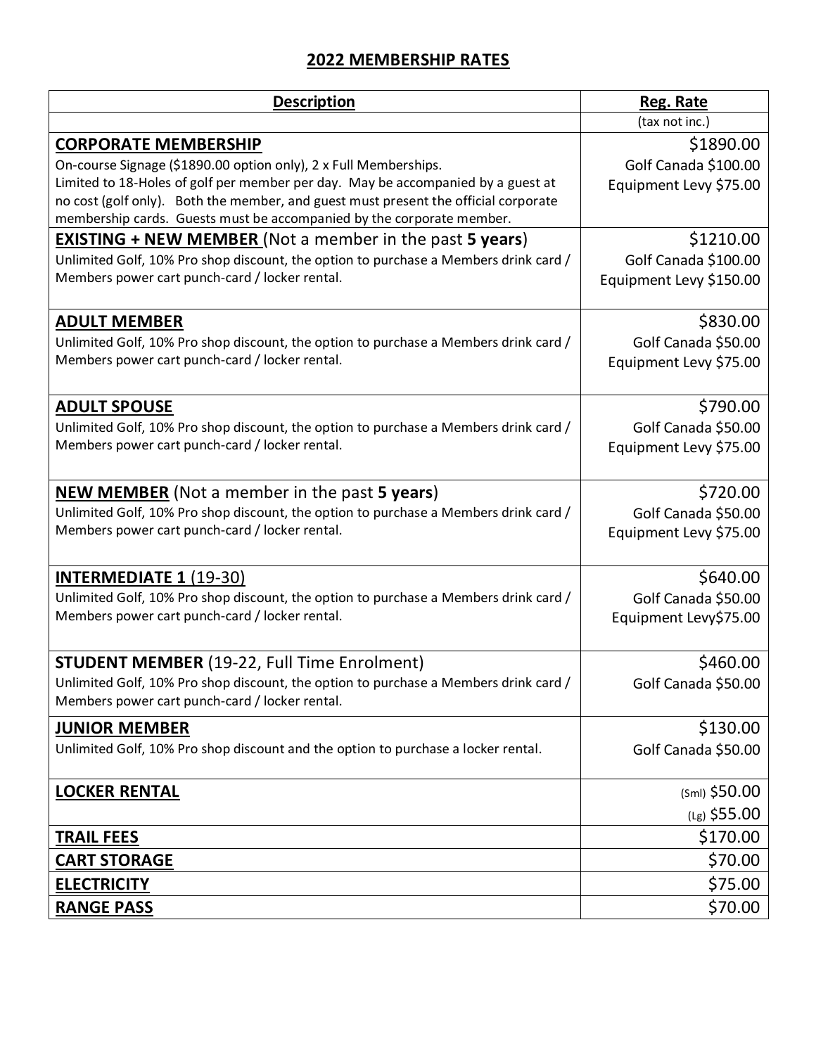## 2022 MEMBERSHIP RATES

| Description | Reg. Rate |
|---|---|
| | (tax not inc.) |
| **CORPORATE MEMBERSHIP**<br>On-course Signage ($1890.00 option only), 2 x Full Memberships.<br>Limited to 18-Holes of golf per member per day. May be accompanied by a guest at no cost (golf only). Both the member, and guest must present the official corporate membership cards. Guests must be accompanied by the corporate member. | $1890.00<br>Golf Canada $100.00<br>Equipment Levy $75.00 |
| **EXISTING + NEW MEMBER** (Not a member in the past **5 years**)<br>Unlimited Golf, 10% Pro shop discount, the option to purchase a Members drink card / Members power cart punch-card / locker rental. | $1210.00<br>Golf Canada $100.00<br>Equipment Levy $150.00 |
| **ADULT MEMBER**<br>Unlimited Golf, 10% Pro shop discount, the option to purchase a Members drink card / Members power cart punch-card / locker rental. | $830.00<br>Golf Canada $50.00<br>Equipment Levy $75.00 |
| **ADULT SPOUSE**<br>Unlimited Golf, 10% Pro shop discount, the option to purchase a Members drink card / Members power cart punch-card / locker rental. | $790.00<br>Golf Canada $50.00<br>Equipment Levy $75.00 |
| **NEW MEMBER** (Not a member in the past **5 years**)<br>Unlimited Golf, 10% Pro shop discount, the option to purchase a Members drink card / Members power cart punch-card / locker rental. | $720.00<br>Golf Canada $50.00<br>Equipment Levy $75.00 |
| **INTERMEDIATE 1** (19-30)<br>Unlimited Golf, 10% Pro shop discount, the option to purchase a Members drink card / Members power cart punch-card / locker rental. | $640.00<br>Golf Canada $50.00<br>Equipment Levy$75.00 |
| **STUDENT MEMBER** (19-22, Full Time Enrolment)<br>Unlimited Golf, 10% Pro shop discount, the option to purchase a Members drink card / Members power cart punch-card / locker rental. | $460.00<br>Golf Canada $50.00 |
| **JUNIOR MEMBER**<br>Unlimited Golf, 10% Pro shop discount and the option to purchase a locker rental. | $130.00<br>Golf Canada $50.00 |
| **LOCKER RENTAL** | (Sml) $50.00<br>(Lg) $55.00 |
| **TRAIL FEES** | $170.00 |
| **CART STORAGE** | $70.00 |
| **ELECTRICITY** | $75.00 |
| **RANGE PASS** | $70.00 |